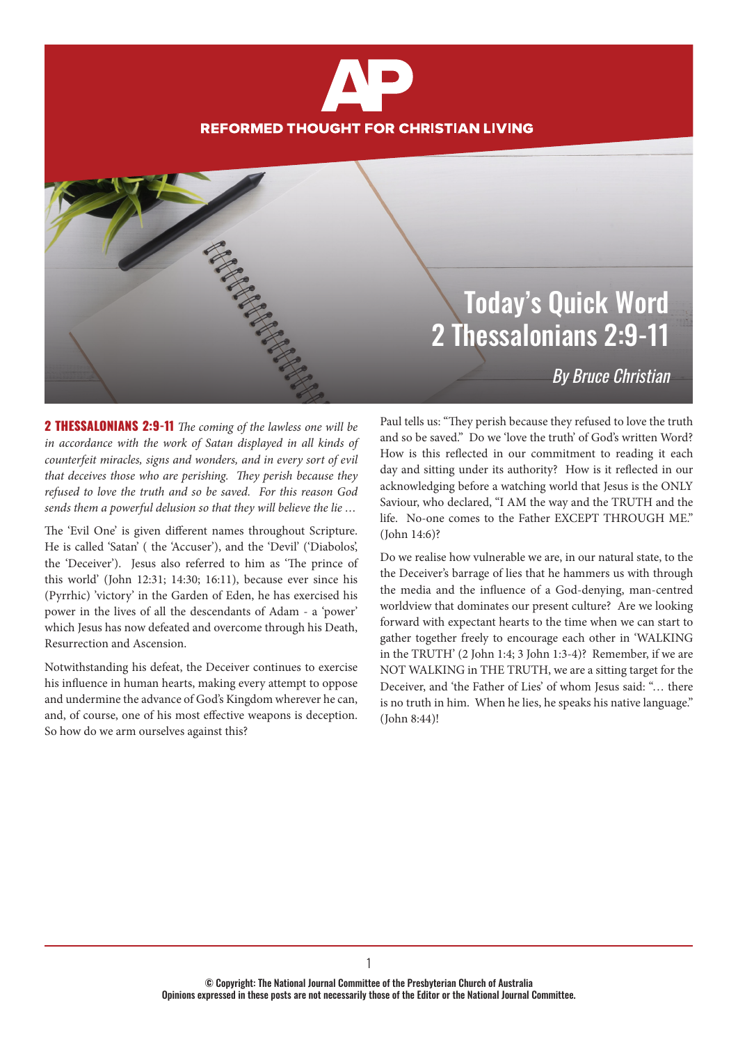# AP

**REFORMED THOUGHT FOR CHRISTIAN LIVING**

# Today's Quick Word
# 2 Thessalonians 2:9-11

*By Bruce Christian*

**2 THESSALONIANS 2:9-11** *The coming of the lawless one will be in accordance with the work of Satan displayed in all kinds of counterfeit miracles, signs and wonders, and in every sort of evil that deceives those who are perishing. They perish because they refused to love the truth and so be saved. For this reason God sends them a powerful delusion so that they will believe the lie …*

The 'Evil One' is given different names throughout Scripture. He is called 'Satan' ( the 'Accuser'), and the 'Devil' ('Diabolos', the 'Deceiver'). Jesus also referred to him as 'The prince of this world' (John 12:31; 14:30; 16:11), because ever since his (Pyrrhic) 'victory' in the Garden of Eden, he has exercised his power in the lives of all the descendants of Adam - a 'power' which Jesus has now defeated and overcome through his Death, Resurrection and Ascension.

Notwithstanding his defeat, the Deceiver continues to exercise his influence in human hearts, making every attempt to oppose and undermine the advance of God's Kingdom wherever he can, and, of course, one of his most effective weapons is deception. So how do we arm ourselves against this?

Paul tells us: "They perish because they refused to love the truth and so be saved." Do we 'love the truth' of God's written Word? How is this reflected in our commitment to reading it each day and sitting under its authority? How is it reflected in our acknowledging before a watching world that Jesus is the ONLY Saviour, who declared, "I AM the way and the TRUTH and the life. No-one comes to the Father EXCEPT THROUGH ME." (John 14:6)?

Do we realise how vulnerable we are, in our natural state, to the the Deceiver's barrage of lies that he hammers us with through the media and the influence of a God-denying, man-centred worldview that dominates our present culture? Are we looking forward with expectant hearts to the time when we can start to gather together freely to encourage each other in 'WALKING in the TRUTH' (2 John 1:4; 3 John 1:3-4)? Remember, if we are NOT WALKING in THE TRUTH, we are a sitting target for the Deceiver, and 'the Father of Lies' of whom Jesus said: "… there is no truth in him. When he lies, he speaks his native language." (John 8:44)!

© Copyright: The National Journal Committee of the Presbyterian Church of Australia
Opinions expressed in these posts are not necessarily those of the Editor or the National Journal Committee.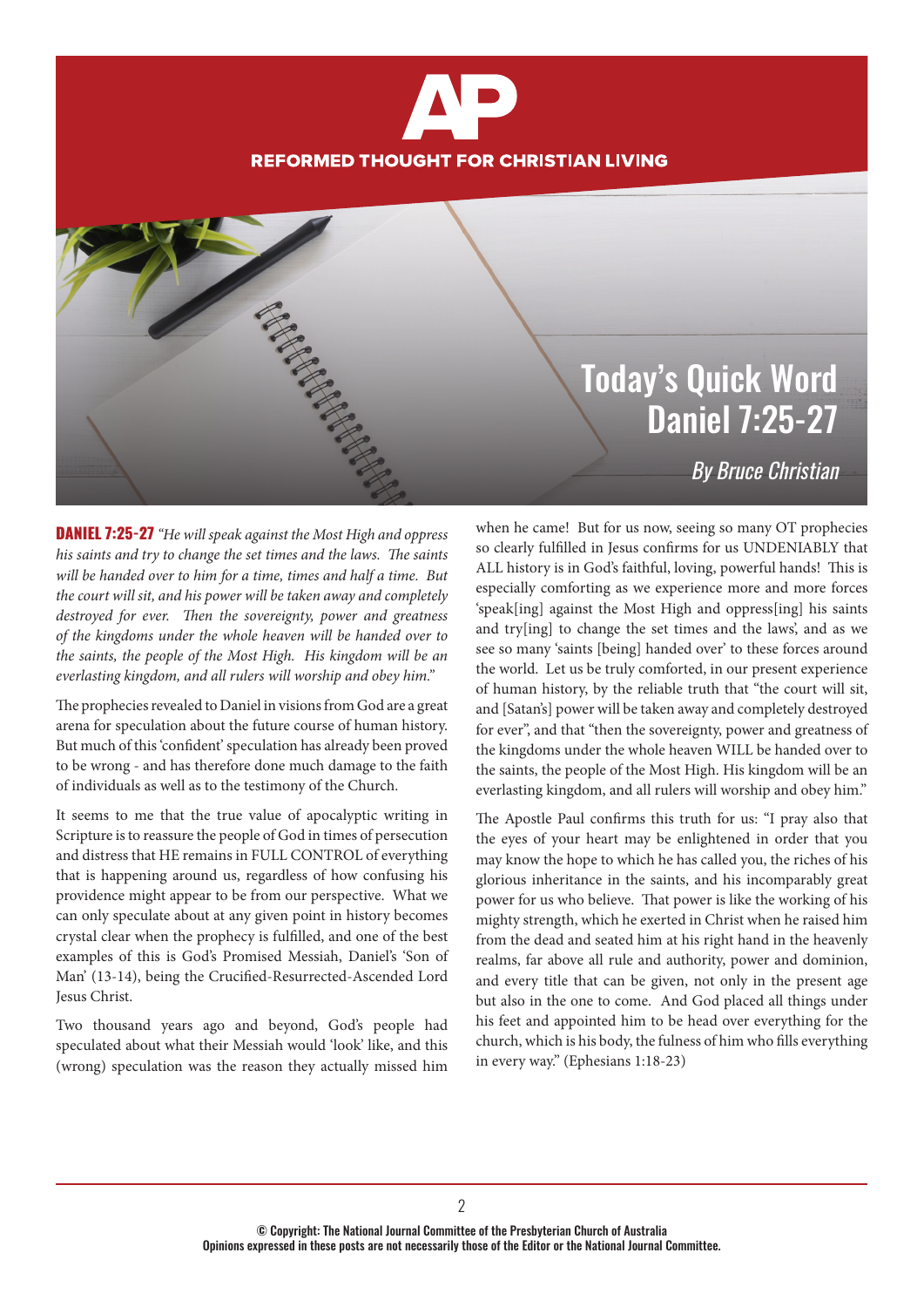REFORMED THOUGHT FOR CHRISTIAN LIVING

# Today's Quick Word Daniel 7:25-27

*By Bruce Christian*

**DANIEL 7:25-27** *"He will speak against the Most High and oppress his saints and try to change the set times and the laws. The saints will be handed over to him for a time, times and half a time. But the court will sit, and his power will be taken away and completely destroyed for ever. Then the sovereignty, power and greatness of the kingdoms under the whole heaven will be handed over to the saints, the people of the Most High. His kingdom will be an everlasting kingdom, and all rulers will worship and obey him."*

The prophecies revealed to Daniel in visions from God are a great arena for speculation about the future course of human history. But much of this 'confident' speculation has already been proved to be wrong - and has therefore done much damage to the faith of individuals as well as to the testimony of the Church.

It seems to me that the true value of apocalyptic writing in Scripture is to reassure the people of God in times of persecution and distress that HE remains in FULL CONTROL of everything that is happening around us, regardless of how confusing his providence might appear to be from our perspective. What we can only speculate about at any given point in history becomes crystal clear when the prophecy is fulfilled, and one of the best examples of this is God's Promised Messiah, Daniel's 'Son of Man' (13-14), being the Crucified-Resurrected-Ascended Lord Jesus Christ.

Two thousand years ago and beyond, God's people had speculated about what their Messiah would 'look' like, and this (wrong) speculation was the reason they actually missed him when he came! But for us now, seeing so many OT prophecies so clearly fulfilled in Jesus confirms for us UNDENIABLY that ALL history is in God's faithful, loving, powerful hands! This is especially comforting as we experience more and more forces 'speak[ing] against the Most High and oppress[ing] his saints and try[ing] to change the set times and the laws', and as we see so many 'saints [being] handed over' to these forces around the world. Let us be truly comforted, in our present experience of human history, by the reliable truth that "the court will sit, and [Satan's] power will be taken away and completely destroyed for ever", and that "then the sovereignty, power and greatness of the kingdoms under the whole heaven WILL be handed over to the saints, the people of the Most High. His kingdom will be an everlasting kingdom, and all rulers will worship and obey him."

The Apostle Paul confirms this truth for us: "I pray also that the eyes of your heart may be enlightened in order that you may know the hope to which he has called you, the riches of his glorious inheritance in the saints, and his incomparably great power for us who believe. That power is like the working of his mighty strength, which he exerted in Christ when he raised him from the dead and seated him at his right hand in the heavenly realms, far above all rule and authority, power and dominion, and every title that can be given, not only in the present age but also in the one to come. And God placed all things under his feet and appointed him to be head over everything for the church, which is his body, the fulness of him who fills everything in every way." (Ephesians 1:18-23)

© Copyright: The National Journal Committee of the Presbyterian Church of Australia
Opinions expressed in these posts are not necessarily those of the Editor or the National Journal Committee.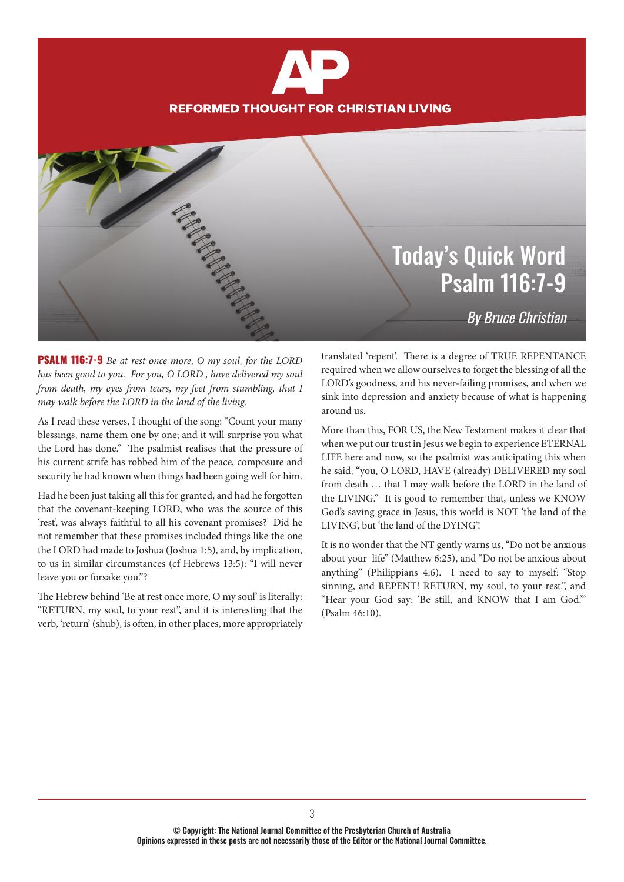REFORMED THOUGHT FOR CHRISTIAN LIVING

# Today's Quick Word Psalm 116:7-9

*By Bruce Christian*

**PSALM 116:7-9** *Be at rest once more, O my soul, for the LORD has been good to you. For you, O LORD , have delivered my soul from death, my eyes from tears, my feet from stumbling, that I may walk before the LORD in the land of the living.*

As I read these verses, I thought of the song: "Count your many blessings, name them one by one; and it will surprise you what the Lord has done." The psalmist realises that the pressure of his current strife has robbed him of the peace, composure and security he had known when things had been going well for him.

Had he been just taking all this for granted, and had he forgotten that the covenant-keeping LORD, who was the source of this 'rest', was always faithful to all his covenant promises? Did he not remember that these promises included things like the one the LORD had made to Joshua (Joshua 1:5), and, by implication, to us in similar circumstances (cf Hebrews 13:5): "I will never leave you or forsake you."?

The Hebrew behind 'Be at rest once more, O my soul' is literally: "RETURN, my soul, to your rest", and it is interesting that the verb, 'return' (shub), is often, in other places, more appropriately translated 'repent'. There is a degree of TRUE REPENTANCE required when we allow ourselves to forget the blessing of all the LORD's goodness, and his never-failing promises, and when we sink into depression and anxiety because of what is happening around us.

More than this, FOR US, the New Testament makes it clear that when we put our trust in Jesus we begin to experience ETERNAL LIFE here and now, so the psalmist was anticipating this when he said, "you, O LORD, HAVE (already) DELIVERED my soul from death … that I may walk before the LORD in the land of the LIVING." It is good to remember that, unless we KNOW God's saving grace in Jesus, this world is NOT 'the land of the LIVING', but 'the land of the DYING'!

It is no wonder that the NT gently warns us, "Do not be anxious about your life" (Matthew 6:25), and "Do not be anxious about anything" (Philippians 4:6). I need to say to myself: "Stop sinning, and REPENT! RETURN, my soul, to your rest.", and "Hear your God say: 'Be still, and KNOW that I am God.'" (Psalm 46:10).

**© Copyright: The National Journal Committee of the Presbyterian Church of Australia**
**Opinions expressed in these posts are not necessarily those of the Editor or the National Journal Committee.**